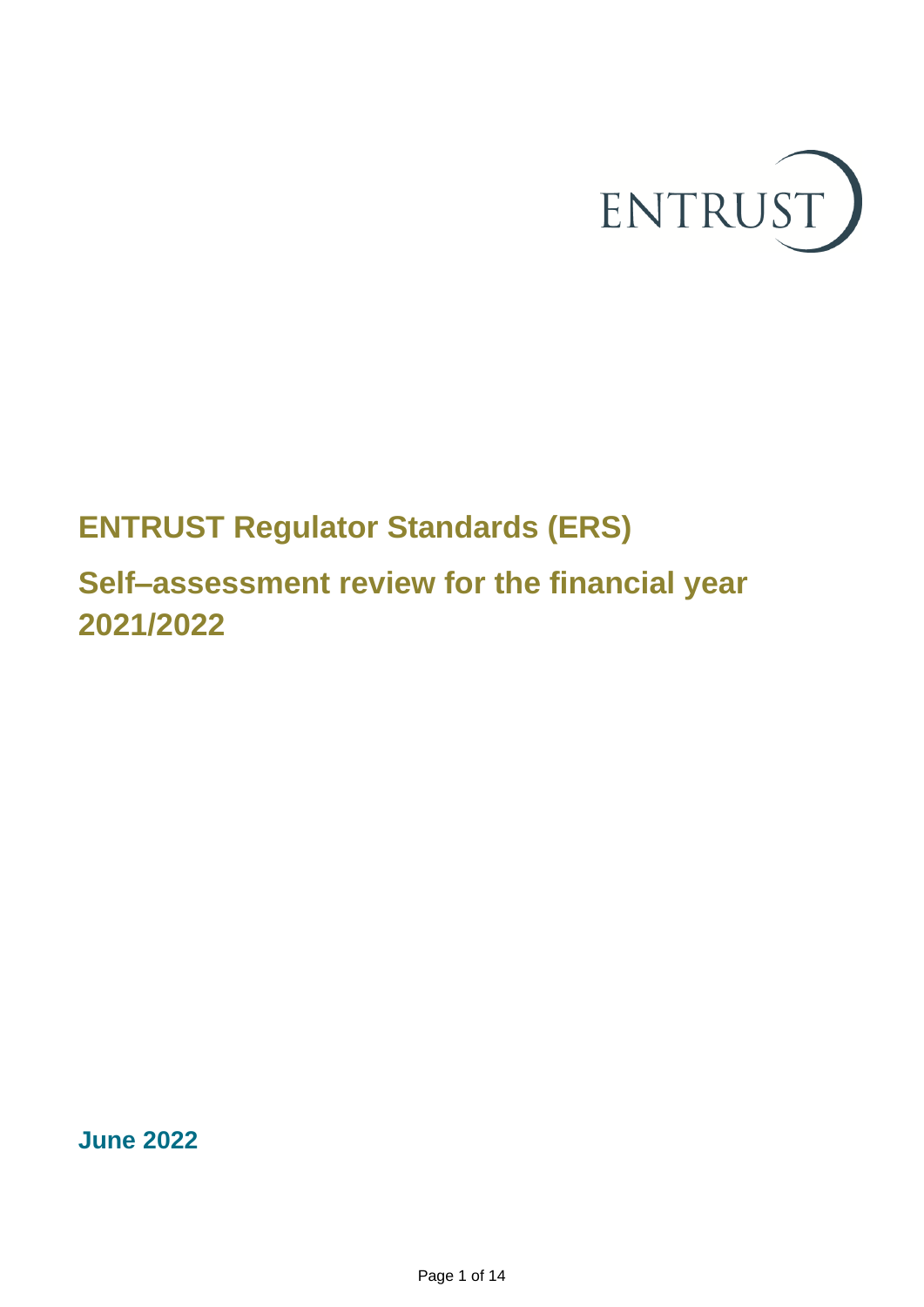ENTRUST

# ENTRUST Regulator Standards (ERS)

# Self–assessment review for the financial year 2021/2022

**June 2022**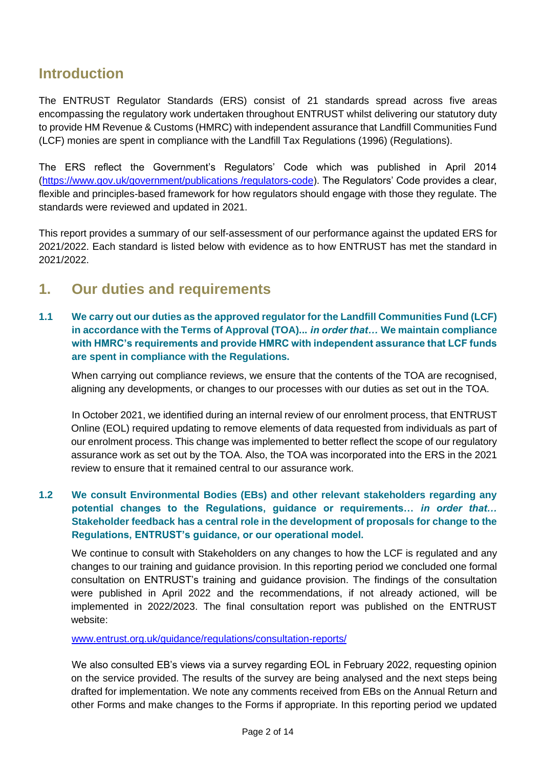## Introduction

The ENTRUST Regulator Standards (ERS) consist of 21 standards spread across five areas encompassing the regulatory work undertaken throughout ENTRUST whilst delivering our statutory duty to provide HM Revenue & Customs (HMRC) with independent assurance that Landfill Communities Fund (LCF) monies are spent in compliance with the Landfill Tax Regulations (1996) (Regulations).

The ERS reflect the Government's Regulators' Code which was published in April 2014 (https://www.gov.uk/government/publications /regulators-code). The Regulators' Code provides a clear, flexible and principles-based framework for how regulators should engage with those they regulate. The standards were reviewed and updated in 2021.

This report provides a summary of our self-assessment of our performance against the updated ERS for 2021/2022. Each standard is listed below with evidence as to how ENTRUST has met the standard in 2021/2022.

## 1. Our duties and requirements

### 1.1 We carry out our duties as the approved regulator for the Landfill Communities Fund (LCF) in accordance with the Terms of Approval (TOA)... *in order that…* We maintain compliance with HMRC's requirements and provide HMRC with independent assurance that LCF funds are spent in compliance with the Regulations.

When carrying out compliance reviews, we ensure that the contents of the TOA are recognised, aligning any developments, or changes to our processes with our duties as set out in the TOA.

In October 2021, we identified during an internal review of our enrolment process, that ENTRUST Online (EOL) required updating to remove elements of data requested from individuals as part of our enrolment process. This change was implemented to better reflect the scope of our regulatory assurance work as set out by the TOA. Also, the TOA was incorporated into the ERS in the 2021 review to ensure that it remained central to our assurance work.

### 1.2 We consult Environmental Bodies (EBs) and other relevant stakeholders regarding any potential changes to the Regulations, guidance or requirements… *in order that…* Stakeholder feedback has a central role in the development of proposals for change to the Regulations, ENTRUST's guidance, or our operational model.

We continue to consult with Stakeholders on any changes to how the LCF is regulated and any changes to our training and guidance provision. In this reporting period we concluded one formal consultation on ENTRUST's training and guidance provision. The findings of the consultation were published in April 2022 and the recommendations, if not already actioned, will be implemented in 2022/2023. The final consultation report was published on the ENTRUST website:

www.entrust.org.uk/guidance/regulations/consultation-reports/

We also consulted EB's views via a survey regarding EOL in February 2022, requesting opinion on the service provided. The results of the survey are being analysed and the next steps being drafted for implementation. We note any comments received from EBs on the Annual Return and other Forms and make changes to the Forms if appropriate. In this reporting period we updated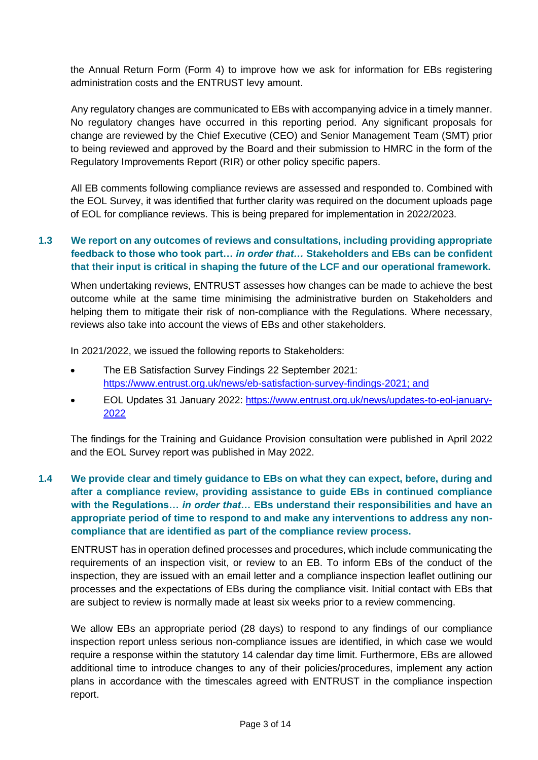the Annual Return Form (Form 4) to improve how we ask for information for EBs registering administration costs and the ENTRUST levy amount.

Any regulatory changes are communicated to EBs with accompanying advice in a timely manner. No regulatory changes have occurred in this reporting period. Any significant proposals for change are reviewed by the Chief Executive (CEO) and Senior Management Team (SMT) prior to being reviewed and approved by the Board and their submission to HMRC in the form of the Regulatory Improvements Report (RIR) or other policy specific papers.

All EB comments following compliance reviews are assessed and responded to. Combined with the EOL Survey, it was identified that further clarity was required on the document uploads page of EOL for compliance reviews. This is being prepared for implementation in 2022/2023.

**1.3 We report on any outcomes of reviews and consultations, including providing appropriate feedback to those who took part…** ***in order that…*** **Stakeholders and EBs can be confident that their input is critical in shaping the future of the LCF and our operational framework.**

When undertaking reviews, ENTRUST assesses how changes can be made to achieve the best outcome while at the same time minimising the administrative burden on Stakeholders and helping them to mitigate their risk of non-compliance with the Regulations. Where necessary, reviews also take into account the views of EBs and other stakeholders.

In 2021/2022, we issued the following reports to Stakeholders:

- The EB Satisfaction Survey Findings 22 September 2021: https://www.entrust.org.uk/news/eb-satisfaction-survey-findings-2021; and
- EOL Updates 31 January 2022: https://www.entrust.org.uk/news/updates-to-eol-january-2022

The findings for the Training and Guidance Provision consultation were published in April 2022 and the EOL Survey report was published in May 2022.

**1.4 We provide clear and timely guidance to EBs on what they can expect, before, during and after a compliance review, providing assistance to guide EBs in continued compliance with the Regulations…** ***in order that…*** **EBs understand their responsibilities and have an appropriate period of time to respond to and make any interventions to address any non-compliance that are identified as part of the compliance review process.**

ENTRUST has in operation defined processes and procedures, which include communicating the requirements of an inspection visit, or review to an EB. To inform EBs of the conduct of the inspection, they are issued with an email letter and a compliance inspection leaflet outlining our processes and the expectations of EBs during the compliance visit. Initial contact with EBs that are subject to review is normally made at least six weeks prior to a review commencing.

We allow EBs an appropriate period (28 days) to respond to any findings of our compliance inspection report unless serious non-compliance issues are identified, in which case we would require a response within the statutory 14 calendar day time limit. Furthermore, EBs are allowed additional time to introduce changes to any of their policies/procedures, implement any action plans in accordance with the timescales agreed with ENTRUST in the compliance inspection report.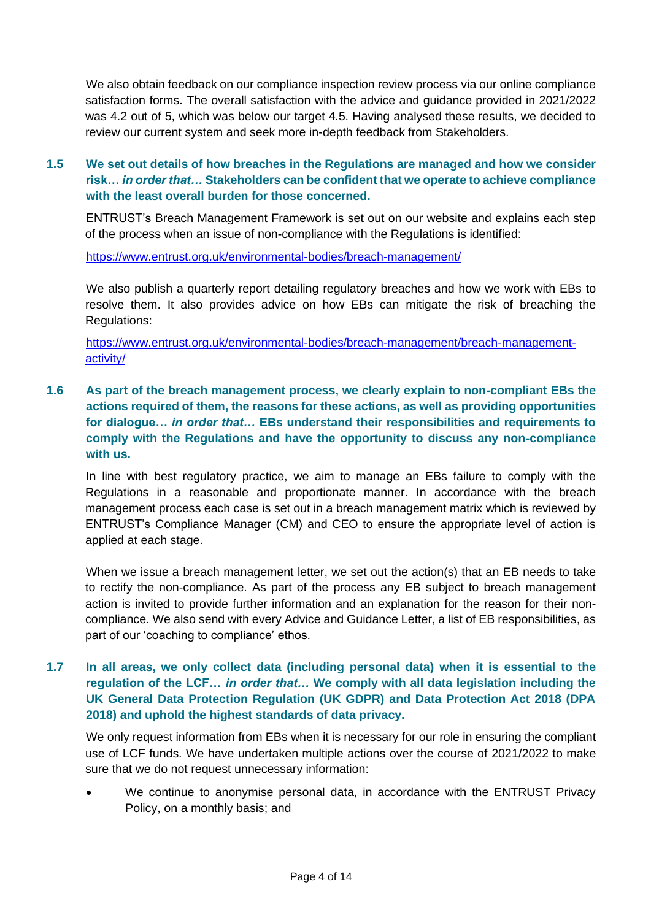We also obtain feedback on our compliance inspection review process via our online compliance satisfaction forms. The overall satisfaction with the advice and guidance provided in 2021/2022 was 4.2 out of 5, which was below our target 4.5. Having analysed these results, we decided to review our current system and seek more in-depth feedback from Stakeholders.

**1.5 We set out details of how breaches in the Regulations are managed and how we consider risk…** ***in order that…*** **Stakeholders can be confident that we operate to achieve compliance with the least overall burden for those concerned.**

ENTRUST's Breach Management Framework is set out on our website and explains each step of the process when an issue of non-compliance with the Regulations is identified:

https://www.entrust.org.uk/environmental-bodies/breach-management/

We also publish a quarterly report detailing regulatory breaches and how we work with EBs to resolve them. It also provides advice on how EBs can mitigate the risk of breaching the Regulations:

https://www.entrust.org.uk/environmental-bodies/breach-management/breach-management-activity/

**1.6 As part of the breach management process, we clearly explain to non-compliant EBs the actions required of them, the reasons for these actions, as well as providing opportunities for dialogue…** ***in order that…*** **EBs understand their responsibilities and requirements to comply with the Regulations and have the opportunity to discuss any non-compliance with us.**

In line with best regulatory practice, we aim to manage an EBs failure to comply with the Regulations in a reasonable and proportionate manner. In accordance with the breach management process each case is set out in a breach management matrix which is reviewed by ENTRUST's Compliance Manager (CM) and CEO to ensure the appropriate level of action is applied at each stage.

When we issue a breach management letter, we set out the action(s) that an EB needs to take to rectify the non-compliance. As part of the process any EB subject to breach management action is invited to provide further information and an explanation for the reason for their non-compliance. We also send with every Advice and Guidance Letter, a list of EB responsibilities, as part of our 'coaching to compliance' ethos.

**1.7 In all areas, we only collect data (including personal data) when it is essential to the regulation of the LCF…** ***in order that…*** **We comply with all data legislation including the UK General Data Protection Regulation (UK GDPR) and Data Protection Act 2018 (DPA 2018) and uphold the highest standards of data privacy.**

We only request information from EBs when it is necessary for our role in ensuring the compliant use of LCF funds. We have undertaken multiple actions over the course of 2021/2022 to make sure that we do not request unnecessary information:

- We continue to anonymise personal data, in accordance with the ENTRUST Privacy Policy, on a monthly basis; and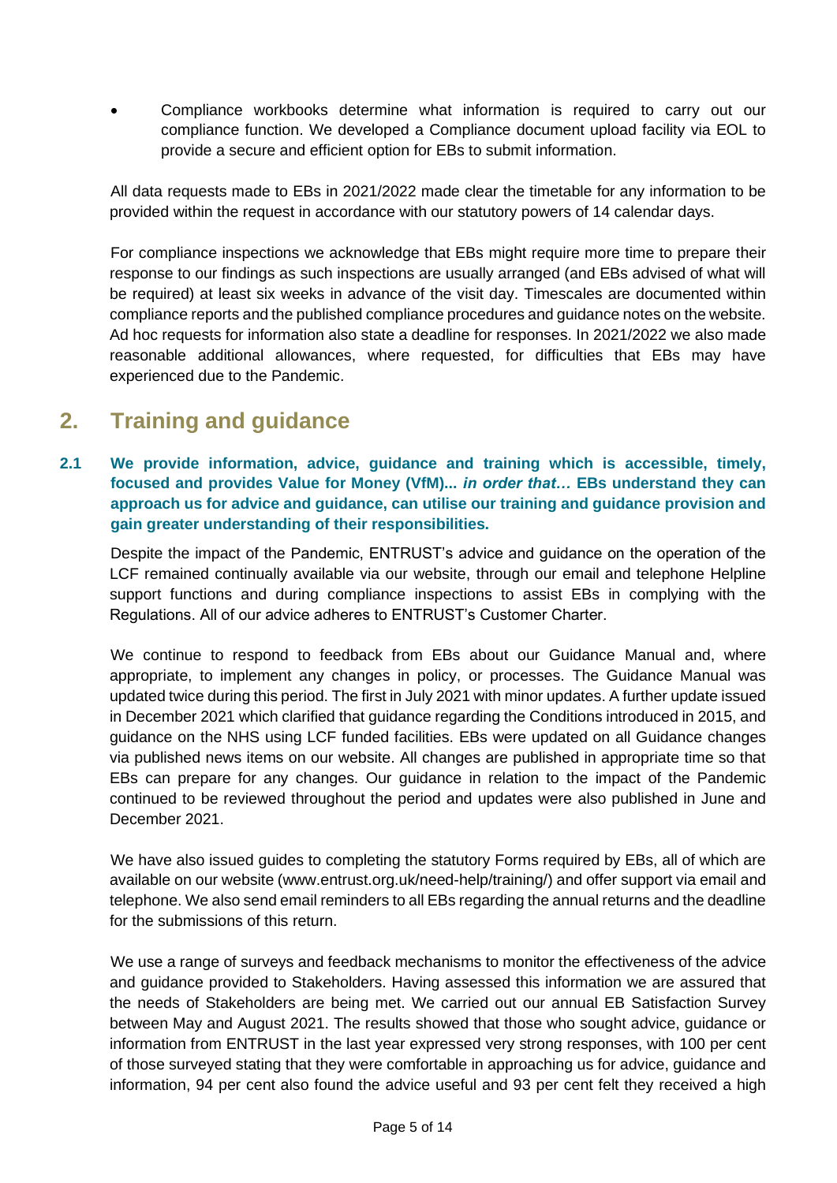- Compliance workbooks determine what information is required to carry out our compliance function. We developed a Compliance document upload facility via EOL to provide a secure and efficient option for EBs to submit information.

All data requests made to EBs in 2021/2022 made clear the timetable for any information to be provided within the request in accordance with our statutory powers of 14 calendar days.

For compliance inspections we acknowledge that EBs might require more time to prepare their response to our findings as such inspections are usually arranged (and EBs advised of what will be required) at least six weeks in advance of the visit day. Timescales are documented within compliance reports and the published compliance procedures and guidance notes on the website. Ad hoc requests for information also state a deadline for responses. In 2021/2022 we also made reasonable additional allowances, where requested, for difficulties that EBs may have experienced due to the Pandemic.

## 2. Training and guidance

### 2.1 We provide information, advice, guidance and training which is accessible, timely, focused and provides Value for Money (VfM)... *in order that…* EBs understand they can approach us for advice and guidance, can utilise our training and guidance provision and gain greater understanding of their responsibilities.

Despite the impact of the Pandemic, ENTRUST's advice and guidance on the operation of the LCF remained continually available via our website, through our email and telephone Helpline support functions and during compliance inspections to assist EBs in complying with the Regulations. All of our advice adheres to ENTRUST's Customer Charter.

We continue to respond to feedback from EBs about our Guidance Manual and, where appropriate, to implement any changes in policy, or processes. The Guidance Manual was updated twice during this period. The first in July 2021 with minor updates. A further update issued in December 2021 which clarified that guidance regarding the Conditions introduced in 2015, and guidance on the NHS using LCF funded facilities. EBs were updated on all Guidance changes via published news items on our website. All changes are published in appropriate time so that EBs can prepare for any changes. Our guidance in relation to the impact of the Pandemic continued to be reviewed throughout the period and updates were also published in June and December 2021.

We have also issued guides to completing the statutory Forms required by EBs, all of which are available on our website (www.entrust.org.uk/need-help/training/) and offer support via email and telephone. We also send email reminders to all EBs regarding the annual returns and the deadline for the submissions of this return.

We use a range of surveys and feedback mechanisms to monitor the effectiveness of the advice and guidance provided to Stakeholders. Having assessed this information we are assured that the needs of Stakeholders are being met. We carried out our annual EB Satisfaction Survey between May and August 2021. The results showed that those who sought advice, guidance or information from ENTRUST in the last year expressed very strong responses, with 100 per cent of those surveyed stating that they were comfortable in approaching us for advice, guidance and information, 94 per cent also found the advice useful and 93 per cent felt they received a high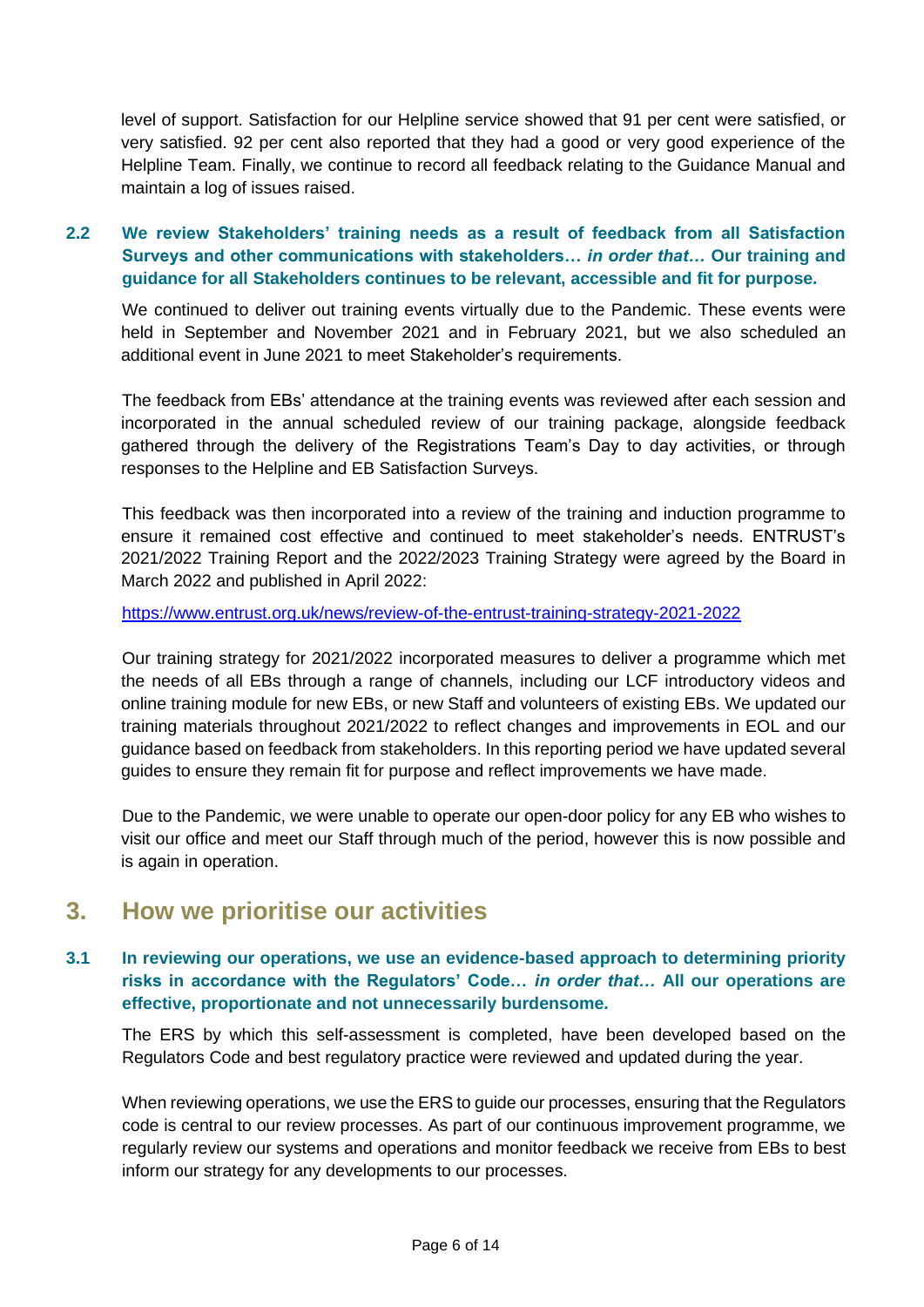level of support. Satisfaction for our Helpline service showed that 91 per cent were satisfied, or very satisfied. 92 per cent also reported that they had a good or very good experience of the Helpline Team. Finally, we continue to record all feedback relating to the Guidance Manual and maintain a log of issues raised.

### 2.2 We review Stakeholders' training needs as a result of feedback from all Satisfaction Surveys and other communications with stakeholders… *in order that…* Our training and guidance for all Stakeholders continues to be relevant, accessible and fit for purpose.

We continued to deliver out training events virtually due to the Pandemic. These events were held in September and November 2021 and in February 2021, but we also scheduled an additional event in June 2021 to meet Stakeholder's requirements.

The feedback from EBs' attendance at the training events was reviewed after each session and incorporated in the annual scheduled review of our training package, alongside feedback gathered through the delivery of the Registrations Team's Day to day activities, or through responses to the Helpline and EB Satisfaction Surveys.

This feedback was then incorporated into a review of the training and induction programme to ensure it remained cost effective and continued to meet stakeholder's needs. ENTRUST's 2021/2022 Training Report and the 2022/2023 Training Strategy were agreed by the Board in March 2022 and published in April 2022:

https://www.entrust.org.uk/news/review-of-the-entrust-training-strategy-2021-2022

Our training strategy for 2021/2022 incorporated measures to deliver a programme which met the needs of all EBs through a range of channels, including our LCF introductory videos and online training module for new EBs, or new Staff and volunteers of existing EBs. We updated our training materials throughout 2021/2022 to reflect changes and improvements in EOL and our guidance based on feedback from stakeholders. In this reporting period we have updated several guides to ensure they remain fit for purpose and reflect improvements we have made.

Due to the Pandemic, we were unable to operate our open-door policy for any EB who wishes to visit our office and meet our Staff through much of the period, however this is now possible and is again in operation.

## 3. How we prioritise our activities

### 3.1 In reviewing our operations, we use an evidence-based approach to determining priority risks in accordance with the Regulators' Code… *in order that…* All our operations are effective, proportionate and not unnecessarily burdensome.

The ERS by which this self-assessment is completed, have been developed based on the Regulators Code and best regulatory practice were reviewed and updated during the year.

When reviewing operations, we use the ERS to guide our processes, ensuring that the Regulators code is central to our review processes. As part of our continuous improvement programme, we regularly review our systems and operations and monitor feedback we receive from EBs to best inform our strategy for any developments to our processes.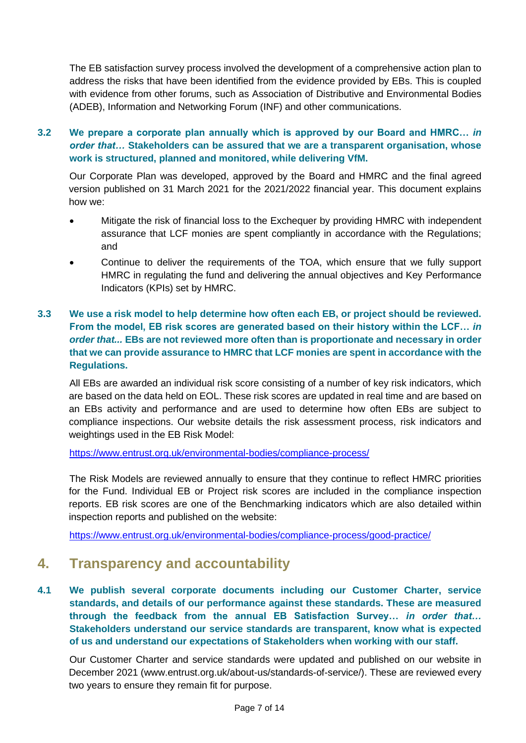The EB satisfaction survey process involved the development of a comprehensive action plan to address the risks that have been identified from the evidence provided by EBs. This is coupled with evidence from other forums, such as Association of Distributive and Environmental Bodies (ADEB), Information and Networking Forum (INF) and other communications.

**3.2 We prepare a corporate plan annually which is approved by our Board and HMRC…** ***in order that…*** **Stakeholders can be assured that we are a transparent organisation, whose work is structured, planned and monitored, while delivering VfM.**

Our Corporate Plan was developed, approved by the Board and HMRC and the final agreed version published on 31 March 2021 for the 2021/2022 financial year. This document explains how we:

- Mitigate the risk of financial loss to the Exchequer by providing HMRC with independent assurance that LCF monies are spent compliantly in accordance with the Regulations; and
- Continue to deliver the requirements of the TOA, which ensure that we fully support HMRC in regulating the fund and delivering the annual objectives and Key Performance Indicators (KPIs) set by HMRC.

**3.3 We use a risk model to help determine how often each EB, or project should be reviewed. From the model, EB risk scores are generated based on their history within the LCF…** ***in order that...*** **EBs are not reviewed more often than is proportionate and necessary in order that we can provide assurance to HMRC that LCF monies are spent in accordance with the Regulations.**

All EBs are awarded an individual risk score consisting of a number of key risk indicators, which are based on the data held on EOL. These risk scores are updated in real time and are based on an EBs activity and performance and are used to determine how often EBs are subject to compliance inspections. Our website details the risk assessment process, risk indicators and weightings used in the EB Risk Model:

https://www.entrust.org.uk/environmental-bodies/compliance-process/

The Risk Models are reviewed annually to ensure that they continue to reflect HMRC priorities for the Fund. Individual EB or Project risk scores are included in the compliance inspection reports. EB risk scores are one of the Benchmarking indicators which are also detailed within inspection reports and published on the website:

https://www.entrust.org.uk/environmental-bodies/compliance-process/good-practice/

## 4. Transparency and accountability

**4.1 We publish several corporate documents including our Customer Charter, service standards, and details of our performance against these standards. These are measured through the feedback from the annual EB Satisfaction Survey…** ***in order that…*** **Stakeholders understand our service standards are transparent, know what is expected of us and understand our expectations of Stakeholders when working with our staff.**

Our Customer Charter and service standards were updated and published on our website in December 2021 (www.entrust.org.uk/about-us/standards-of-service/). These are reviewed every two years to ensure they remain fit for purpose.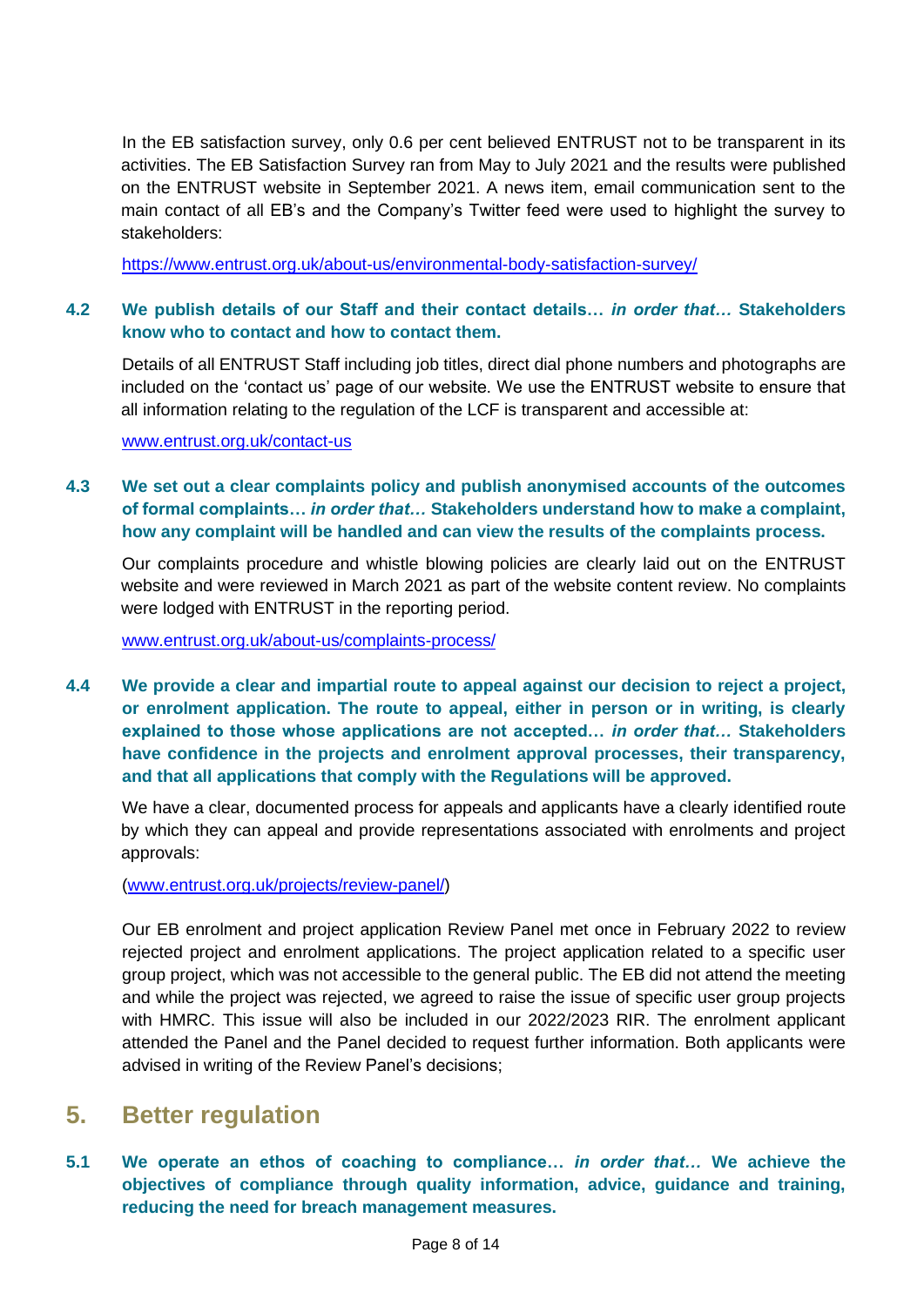In the EB satisfaction survey, only 0.6 per cent believed ENTRUST not to be transparent in its activities. The EB Satisfaction Survey ran from May to July 2021 and the results were published on the ENTRUST website in September 2021. A news item, email communication sent to the main contact of all EB's and the Company's Twitter feed were used to highlight the survey to stakeholders:

https://www.entrust.org.uk/about-us/environmental-body-satisfaction-survey/

**4.2 We publish details of our Staff and their contact details…** ***in order that…*** **Stakeholders know who to contact and how to contact them.**

Details of all ENTRUST Staff including job titles, direct dial phone numbers and photographs are included on the 'contact us' page of our website. We use the ENTRUST website to ensure that all information relating to the regulation of the LCF is transparent and accessible at:

www.entrust.org.uk/contact-us

**4.3 We set out a clear complaints policy and publish anonymised accounts of the outcomes of formal complaints…** ***in order that…*** **Stakeholders understand how to make a complaint, how any complaint will be handled and can view the results of the complaints process.**

Our complaints procedure and whistle blowing policies are clearly laid out on the ENTRUST website and were reviewed in March 2021 as part of the website content review. No complaints were lodged with ENTRUST in the reporting period.

www.entrust.org.uk/about-us/complaints-process/

**4.4 We provide a clear and impartial route to appeal against our decision to reject a project, or enrolment application. The route to appeal, either in person or in writing, is clearly explained to those whose applications are not accepted…** ***in order that…*** **Stakeholders have confidence in the projects and enrolment approval processes, their transparency, and that all applications that comply with the Regulations will be approved.**

We have a clear, documented process for appeals and applicants have a clearly identified route by which they can appeal and provide representations associated with enrolments and project approvals:

(www.entrust.org.uk/projects/review-panel/)

Our EB enrolment and project application Review Panel met once in February 2022 to review rejected project and enrolment applications. The project application related to a specific user group project, which was not accessible to the general public. The EB did not attend the meeting and while the project was rejected, we agreed to raise the issue of specific user group projects with HMRC. This issue will also be included in our 2022/2023 RIR. The enrolment applicant attended the Panel and the Panel decided to request further information. Both applicants were advised in writing of the Review Panel's decisions;

## 5. Better regulation

**5.1 We operate an ethos of coaching to compliance…** ***in order that…*** **We achieve the objectives of compliance through quality information, advice, guidance and training, reducing the need for breach management measures.**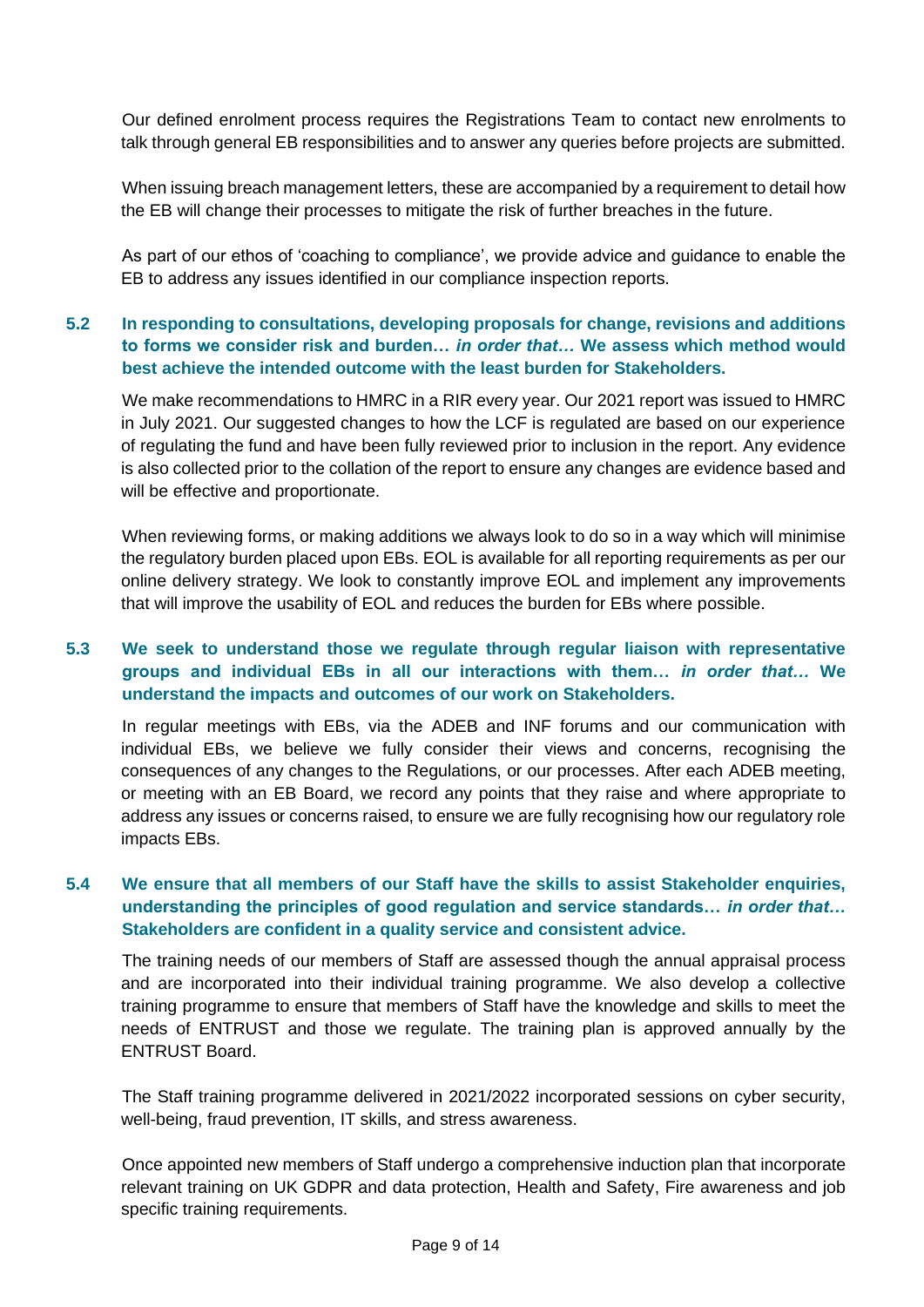Our defined enrolment process requires the Registrations Team to contact new enrolments to talk through general EB responsibilities and to answer any queries before projects are submitted.

When issuing breach management letters, these are accompanied by a requirement to detail how the EB will change their processes to mitigate the risk of further breaches in the future.

As part of our ethos of 'coaching to compliance', we provide advice and guidance to enable the EB to address any issues identified in our compliance inspection reports.

### 5.2 In responding to consultations, developing proposals for change, revisions and additions to forms we consider risk and burden… *in order that…* We assess which method would best achieve the intended outcome with the least burden for Stakeholders.

We make recommendations to HMRC in a RIR every year. Our 2021 report was issued to HMRC in July 2021. Our suggested changes to how the LCF is regulated are based on our experience of regulating the fund and have been fully reviewed prior to inclusion in the report. Any evidence is also collected prior to the collation of the report to ensure any changes are evidence based and will be effective and proportionate.

When reviewing forms, or making additions we always look to do so in a way which will minimise the regulatory burden placed upon EBs. EOL is available for all reporting requirements as per our online delivery strategy. We look to constantly improve EOL and implement any improvements that will improve the usability of EOL and reduces the burden for EBs where possible.

### 5.3 We seek to understand those we regulate through regular liaison with representative groups and individual EBs in all our interactions with them… *in order that…* We understand the impacts and outcomes of our work on Stakeholders.

In regular meetings with EBs, via the ADEB and INF forums and our communication with individual EBs, we believe we fully consider their views and concerns, recognising the consequences of any changes to the Regulations, or our processes. After each ADEB meeting, or meeting with an EB Board, we record any points that they raise and where appropriate to address any issues or concerns raised, to ensure we are fully recognising how our regulatory role impacts EBs.

### 5.4 We ensure that all members of our Staff have the skills to assist Stakeholder enquiries, understanding the principles of good regulation and service standards… *in order that…* Stakeholders are confident in a quality service and consistent advice.

The training needs of our members of Staff are assessed though the annual appraisal process and are incorporated into their individual training programme. We also develop a collective training programme to ensure that members of Staff have the knowledge and skills to meet the needs of ENTRUST and those we regulate. The training plan is approved annually by the ENTRUST Board.

The Staff training programme delivered in 2021/2022 incorporated sessions on cyber security, well-being, fraud prevention, IT skills, and stress awareness.

Once appointed new members of Staff undergo a comprehensive induction plan that incorporate relevant training on UK GDPR and data protection, Health and Safety, Fire awareness and job specific training requirements.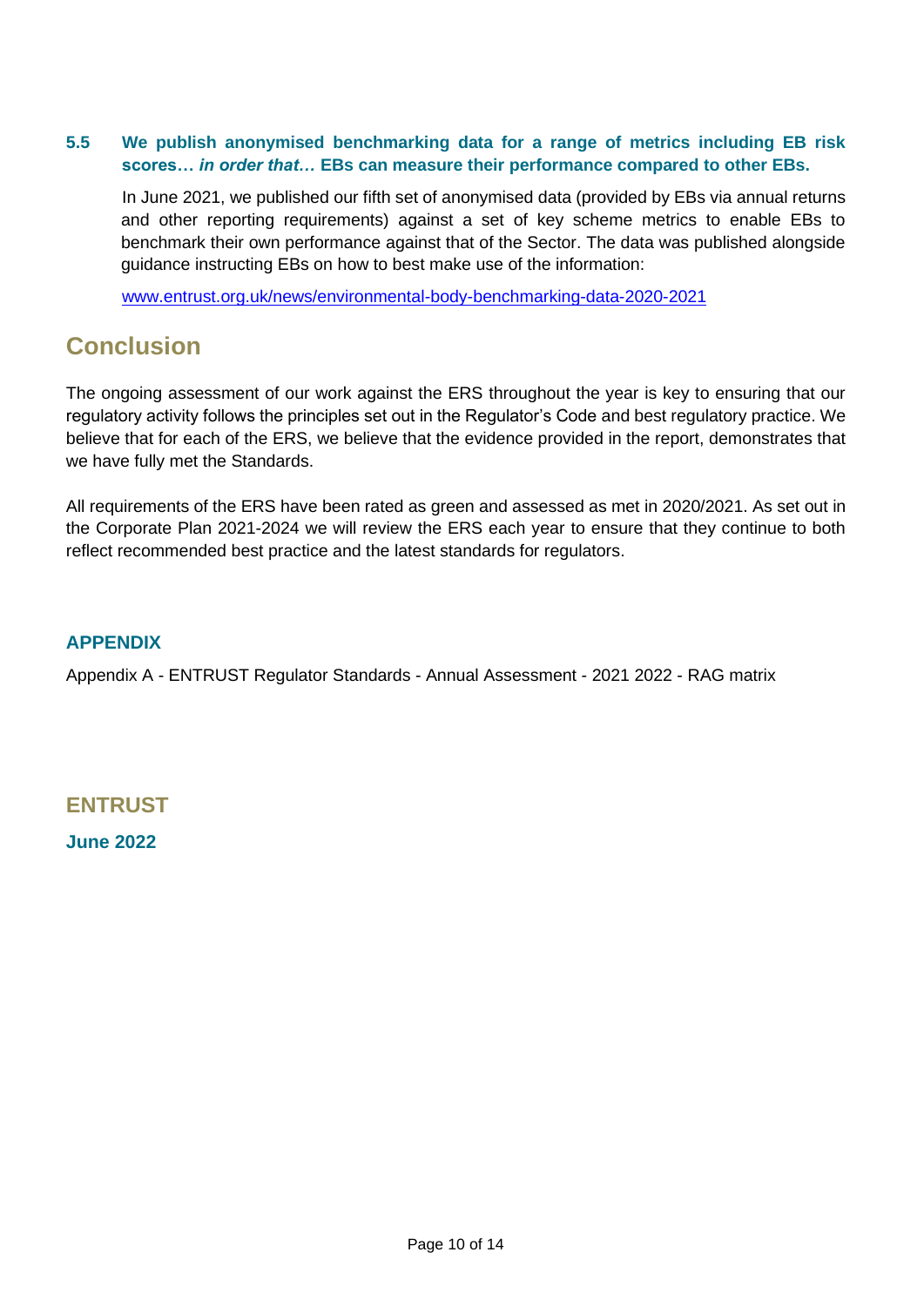**5.5 We publish anonymised benchmarking data for a range of metrics including EB risk scores…** ***in order that…*** **EBs can measure their performance compared to other EBs.**

In June 2021, we published our fifth set of anonymised data (provided by EBs via annual returns and other reporting requirements) against a set of key scheme metrics to enable EBs to benchmark their own performance against that of the Sector. The data was published alongside guidance instructing EBs on how to best make use of the information:

www.entrust.org.uk/news/environmental-body-benchmarking-data-2020-2021

## Conclusion

The ongoing assessment of our work against the ERS throughout the year is key to ensuring that our regulatory activity follows the principles set out in the Regulator's Code and best regulatory practice. We believe that for each of the ERS, we believe that the evidence provided in the report, demonstrates that we have fully met the Standards.

All requirements of the ERS have been rated as green and assessed as met in 2020/2021. As set out in the Corporate Plan 2021-2024 we will review the ERS each year to ensure that they continue to both reflect recommended best practice and the latest standards for regulators.

### APPENDIX

Appendix A - ENTRUST Regulator Standards - Annual Assessment - 2021 2022 - RAG matrix

## ENTRUST

**June 2022**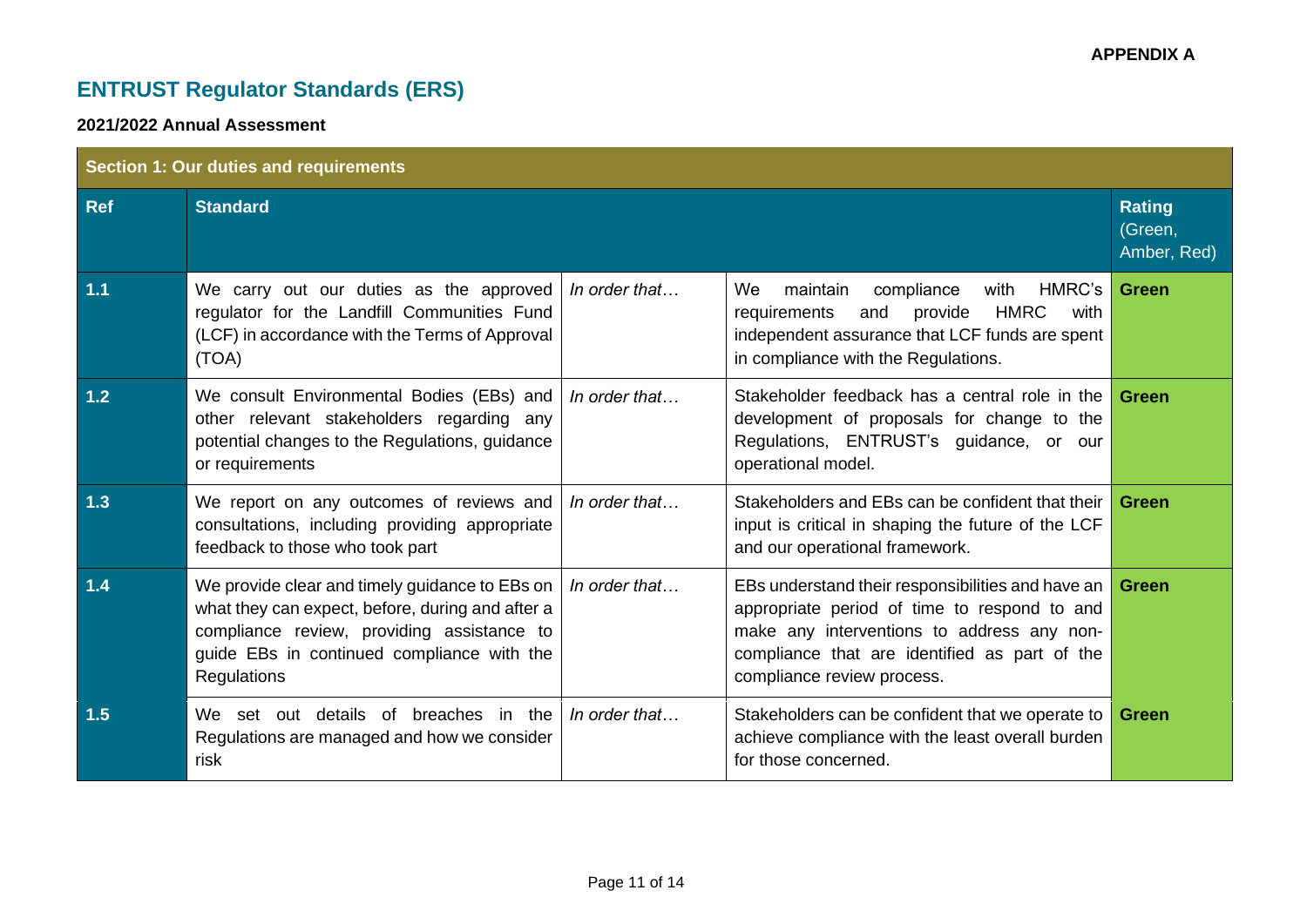**APPENDIX A**

# ENTRUST Regulator Standards (ERS)

**2021/2022 Annual Assessment**

| **Section 1: Our duties and requirements** | | | | |
|---|---|---|---|---|
| **Ref** | **Standard** | | | **Rating** (Green, Amber, Red) |
| **1.1** | We carry out our duties as the approved regulator for the Landfill Communities Fund (LCF) in accordance with the Terms of Approval (TOA) | *In order that…* | We maintain compliance with HMRC's requirements and provide HMRC with independent assurance that LCF funds are spent in compliance with the Regulations. | **Green** |
| **1.2** | We consult Environmental Bodies (EBs) and other relevant stakeholders regarding any potential changes to the Regulations, guidance or requirements | *In order that…* | Stakeholder feedback has a central role in the development of proposals for change to the Regulations, ENTRUST's guidance, or our operational model. | **Green** |
| **1.3** | We report on any outcomes of reviews and consultations, including providing appropriate feedback to those who took part | *In order that…* | Stakeholders and EBs can be confident that their input is critical in shaping the future of the LCF and our operational framework. | **Green** |
| **1.4** | We provide clear and timely guidance to EBs on what they can expect, before, during and after a compliance review, providing assistance to guide EBs in continued compliance with the Regulations | *In order that…* | EBs understand their responsibilities and have an appropriate period of time to respond to and make any interventions to address any non-compliance that are identified as part of the compliance review process. | **Green** |
| **1.5** | We set out details of breaches in the Regulations are managed and how we consider risk | *In order that…* | Stakeholders can be confident that we operate to achieve compliance with the least overall burden for those concerned. | **Green** |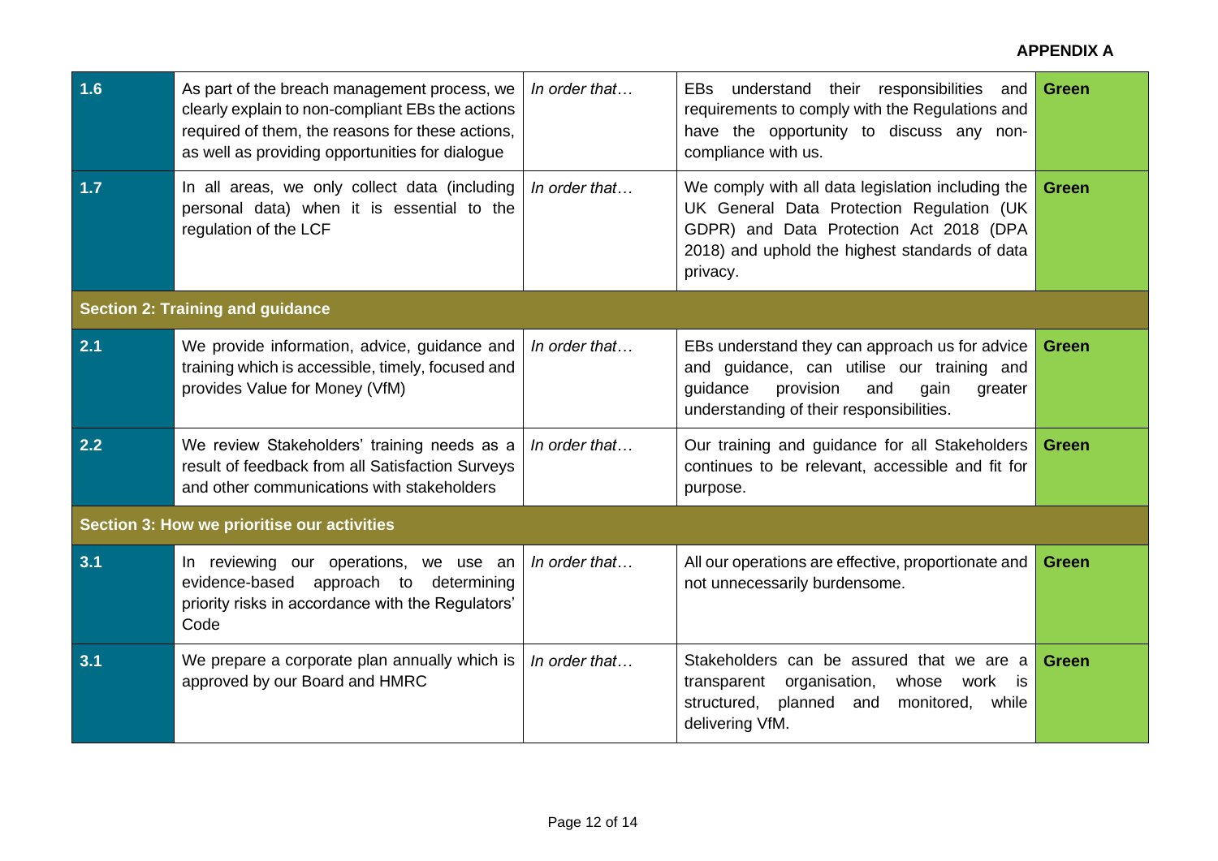**APPENDIX A**

| | | | | |
|---|---|---|---|---|
| 1.6 | As part of the breach management process, we clearly explain to non-compliant EBs the actions required of them, the reasons for these actions, as well as providing opportunities for dialogue | *In order that…* | EBs understand their responsibilities and requirements to comply with the Regulations and have the opportunity to discuss any non-compliance with us. | Green |
| 1.7 | In all areas, we only collect data (including personal data) when it is essential to the regulation of the LCF | *In order that…* | We comply with all data legislation including the UK General Data Protection Regulation (UK GDPR) and Data Protection Act 2018 (DPA 2018) and uphold the highest standards of data privacy. | Green |
| **Section 2: Training and guidance** | | | | |
| 2.1 | We provide information, advice, guidance and training which is accessible, timely, focused and provides Value for Money (VfM) | *In order that…* | EBs understand they can approach us for advice and guidance, can utilise our training and guidance provision and gain greater understanding of their responsibilities. | Green |
| 2.2 | We review Stakeholders' training needs as a result of feedback from all Satisfaction Surveys and other communications with stakeholders | *In order that…* | Our training and guidance for all Stakeholders continues to be relevant, accessible and fit for purpose. | Green |
| **Section 3: How we prioritise our activities** | | | | |
| 3.1 | In reviewing our operations, we use an evidence-based approach to determining priority risks in accordance with the Regulators' Code | *In order that…* | All our operations are effective, proportionate and not unnecessarily burdensome. | Green |
| 3.1 | We prepare a corporate plan annually which is approved by our Board and HMRC | *In order that…* | Stakeholders can be assured that we are a transparent organisation, whose work is structured, planned and monitored, while delivering VfM. | Green |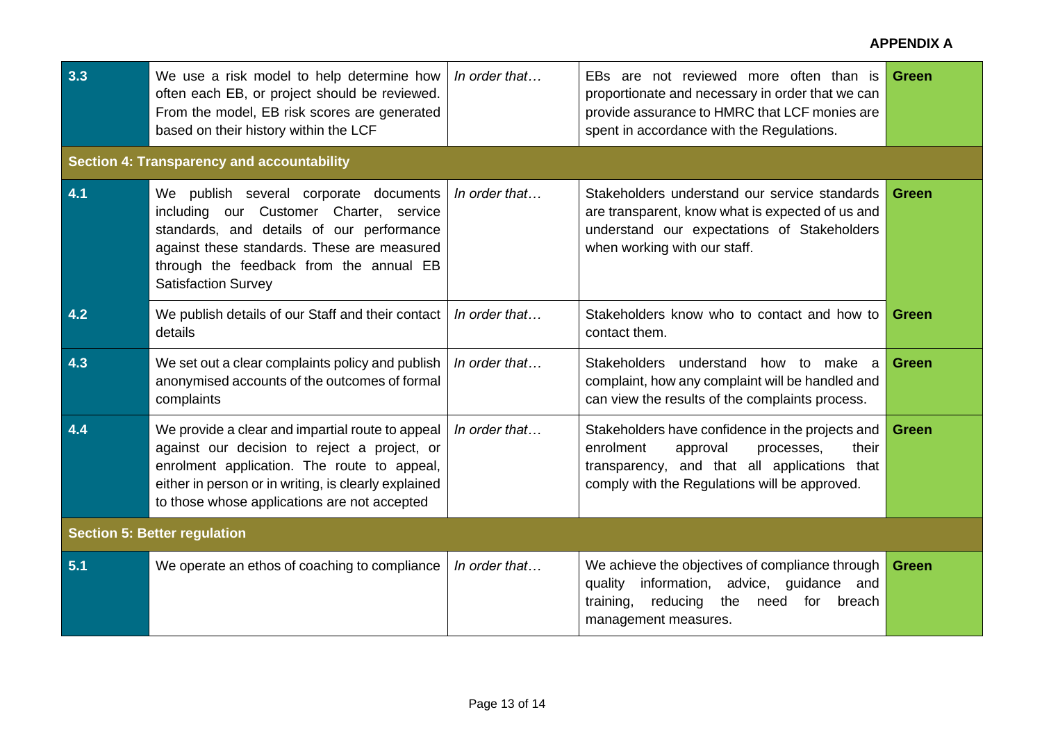**APPENDIX A**

| | | | | |
|---|---|---|---|---|
| **3.3** | We use a risk model to help determine how often each EB, or project should be reviewed. From the model, EB risk scores are generated based on their history within the LCF | *In order that…* | EBs are not reviewed more often than is proportionate and necessary in order that we can provide assurance to HMRC that LCF monies are spent in accordance with the Regulations. | **Green** |
| **Section 4: Transparency and accountability** | | | | |
| **4.1** | We publish several corporate documents including our Customer Charter, service standards, and details of our performance against these standards. These are measured through the feedback from the annual EB Satisfaction Survey | *In order that…* | Stakeholders understand our service standards are transparent, know what is expected of us and understand our expectations of Stakeholders when working with our staff. | **Green** |
| **4.2** | We publish details of our Staff and their contact details | *In order that…* | Stakeholders know who to contact and how to contact them. | **Green** |
| **4.3** | We set out a clear complaints policy and publish anonymised accounts of the outcomes of formal complaints | *In order that…* | Stakeholders understand how to make a complaint, how any complaint will be handled and can view the results of the complaints process. | **Green** |
| **4.4** | We provide a clear and impartial route to appeal against our decision to reject a project, or enrolment application. The route to appeal, either in person or in writing, is clearly explained to those whose applications are not accepted | *In order that…* | Stakeholders have confidence in the projects and enrolment approval processes, their transparency, and that all applications that comply with the Regulations will be approved. | **Green** |
| **Section 5: Better regulation** | | | | |
| **5.1** | We operate an ethos of coaching to compliance | *In order that…* | We achieve the objectives of compliance through quality information, advice, guidance and training, reducing the need for breach management measures. | **Green** |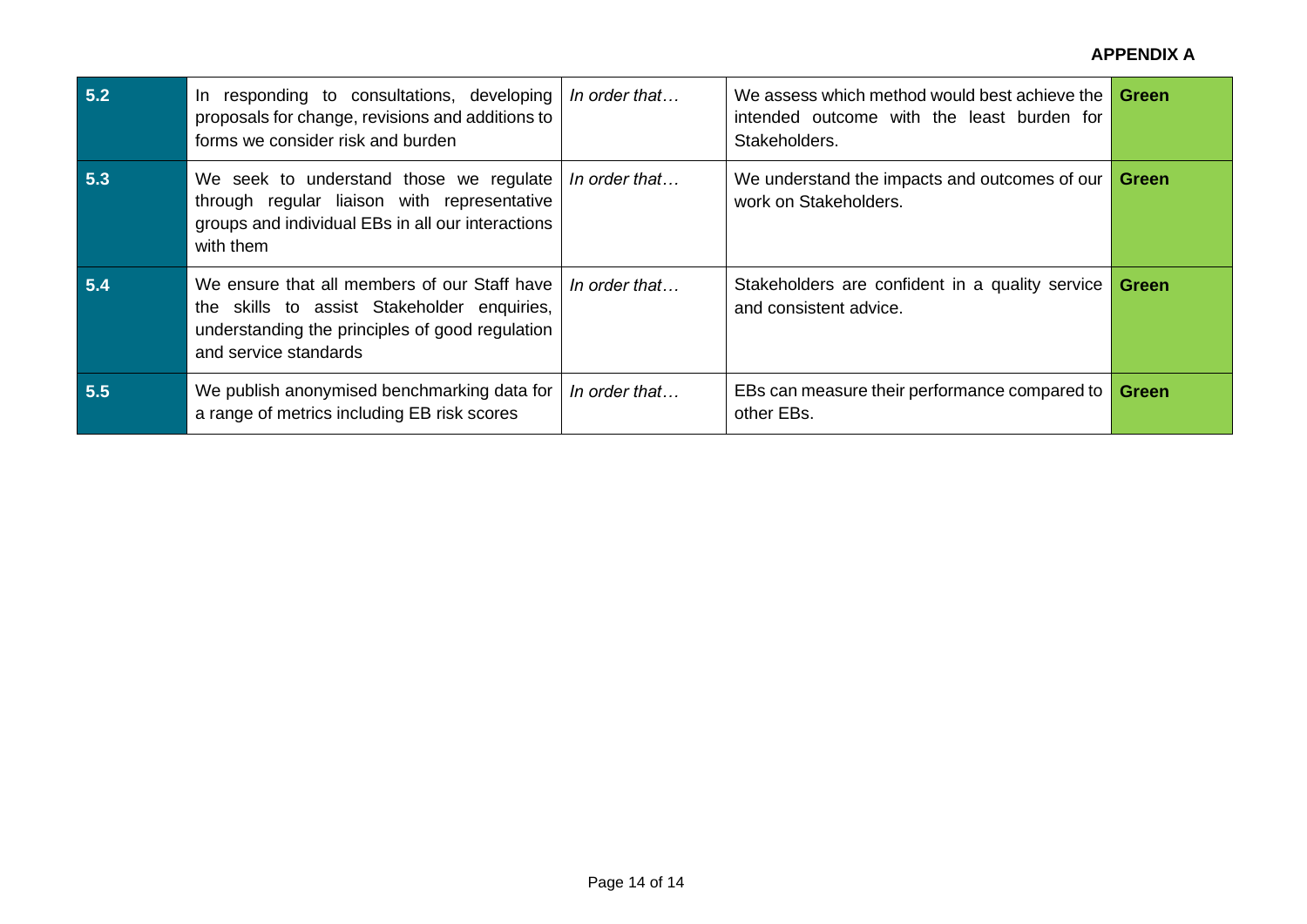**APPENDIX A**

| | | | | |
|---|---|---|---|---|
| **5.2** | In responding to consultations, developing proposals for change, revisions and additions to forms we consider risk and burden | *In order that…* | We assess which method would best achieve the intended outcome with the least burden for Stakeholders. | **Green** |
| **5.3** | We seek to understand those we regulate through regular liaison with representative groups and individual EBs in all our interactions with them | *In order that…* | We understand the impacts and outcomes of our work on Stakeholders. | **Green** |
| **5.4** | We ensure that all members of our Staff have the skills to assist Stakeholder enquiries, understanding the principles of good regulation and service standards | *In order that…* | Stakeholders are confident in a quality service and consistent advice. | **Green** |
| **5.5** | We publish anonymised benchmarking data for a range of metrics including EB risk scores | *In order that…* | EBs can measure their performance compared to other EBs. | **Green** |